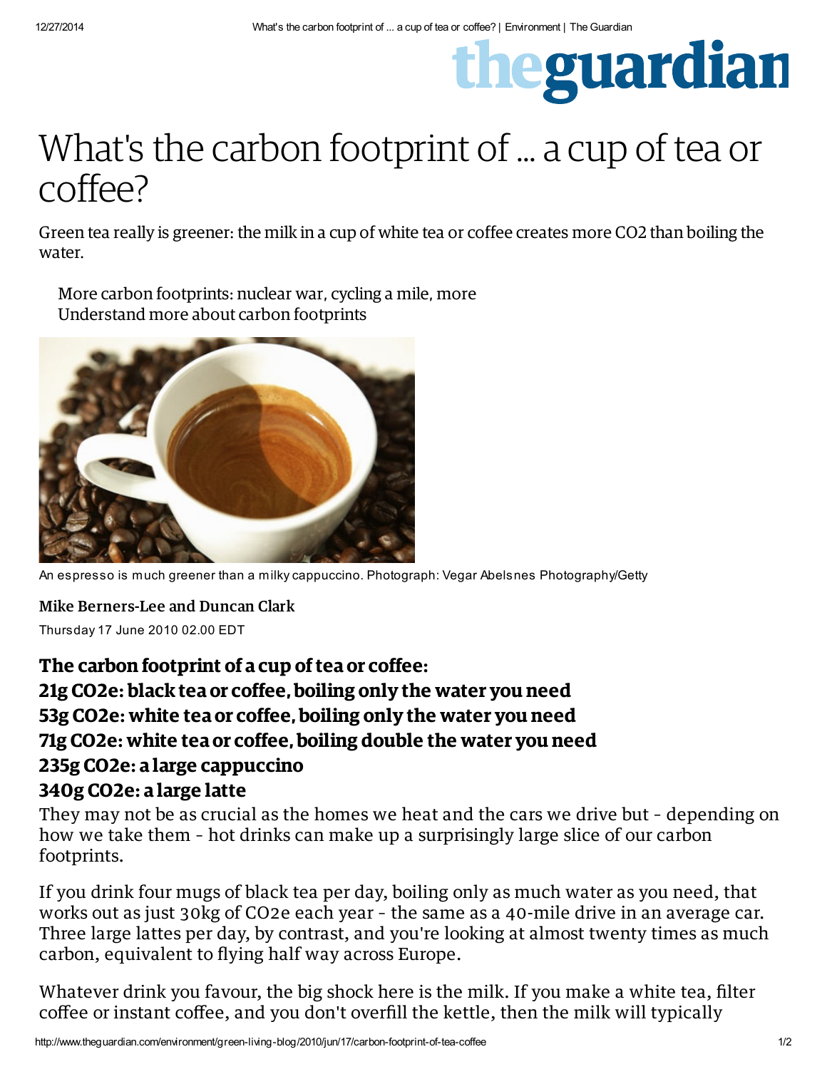# What's the carbon footprint of ... a cup of tea or coffee?

Green tea really is greener: the milk in a cup of white tea or coffee creates more CO2 than boiling the water.

More carbon footprints: nuclear war, cycling a mile, more
Understand more about carbon footprints

An espresso is much greener than a milky cappuccino. Photograph: Vegar Abelsnes Photography/Getty

**Mike Berners-Lee and Duncan Clark**

Thursday 17 June 2010 02.00 EDT

**The carbon footprint of a cup of tea or coffee:**
**21g CO2e: black tea or coffee, boiling only the water you need**
**53g CO2e: white tea or coffee, boiling only the water you need**
**71g CO2e: white tea or coffee, boiling double the water you need**
**235g CO2e: a large cappuccino**
**340g CO2e: a large latte**

They may not be as crucial as the homes we heat and the cars we drive but - depending on how we take them - hot drinks can make up a surprisingly large slice of our carbon footprints.

If you drink four mugs of black tea per day, boiling only as much water as you need, that works out as just 30kg of CO2e each year - the same as a 40-mile drive in an average car. Three large lattes per day, by contrast, and you're looking at almost twenty times as much carbon, equivalent to flying half way across Europe.

Whatever drink you favour, the big shock here is the milk. If you make a white tea, filter coffee or instant coffee, and you don't overfill the kettle, then the milk will typically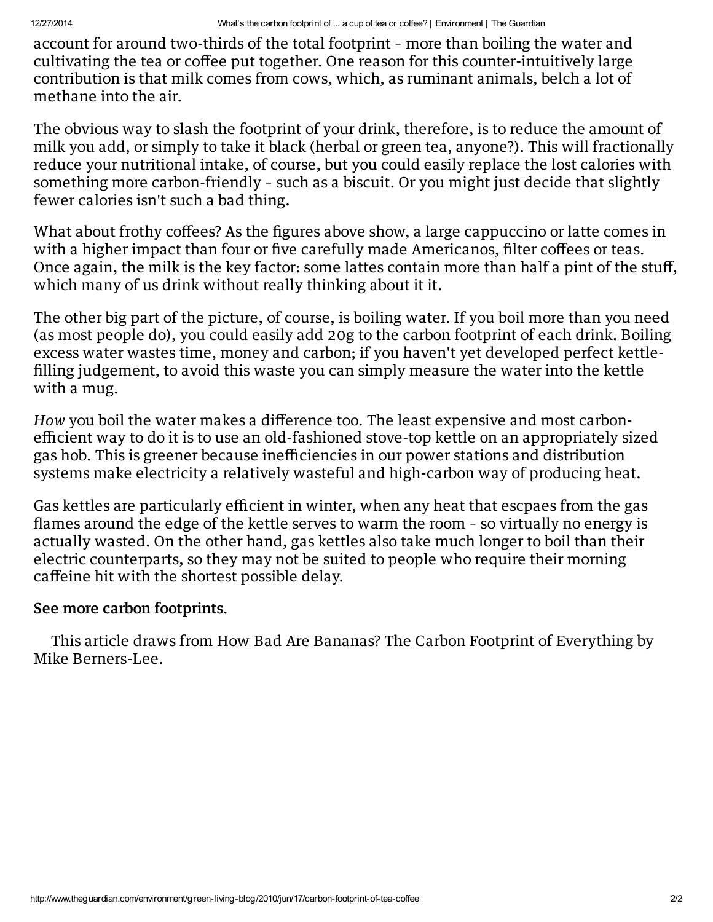account for around two-thirds of the total footprint - more than boiling the water and cultivating the tea or coffee put together. One reason for this counter-intuitively large contribution is that milk comes from cows, which, as ruminant animals, belch a lot of methane into the air.

The obvious way to slash the footprint of your drink, therefore, is to reduce the amount of milk you add, or simply to take it black (herbal or green tea, anyone?). This will fractionally reduce your nutritional intake, of course, but you could easily replace the lost calories with something more carbon-friendly - such as a biscuit. Or you might just decide that slightly fewer calories isn't such a bad thing.

What about frothy coffees? As the figures above show, a large cappuccino or latte comes in with a higher impact than four or five carefully made Americanos, filter coffees or teas. Once again, the milk is the key factor: some lattes contain more than half a pint of the stuff, which many of us drink without really thinking about it it.

The other big part of the picture, of course, is boiling water. If you boil more than you need (as most people do), you could easily add 20g to the carbon footprint of each drink. Boiling excess water wastes time, money and carbon; if you haven't yet developed perfect kettle-filling judgement, to avoid this waste you can simply measure the water into the kettle with a mug.

*How* you boil the water makes a difference too. The least expensive and most carbon-efficient way to do it is to use an old-fashioned stove-top kettle on an appropriately sized gas hob. This is greener because inefficiencies in our power stations and distribution systems make electricity a relatively wasteful and high-carbon way of producing heat.

Gas kettles are particularly efficient in winter, when any heat that escpaes from the gas flames around the edge of the kettle serves to warm the room - so virtually no energy is actually wasted. On the other hand, gas kettles also take much longer to boil than their electric counterparts, so they may not be suited to people who require their morning caffeine hit with the shortest possible delay.

**See more carbon footprints.**

This article draws from How Bad Are Bananas? The Carbon Footprint of Everything by Mike Berners-Lee.